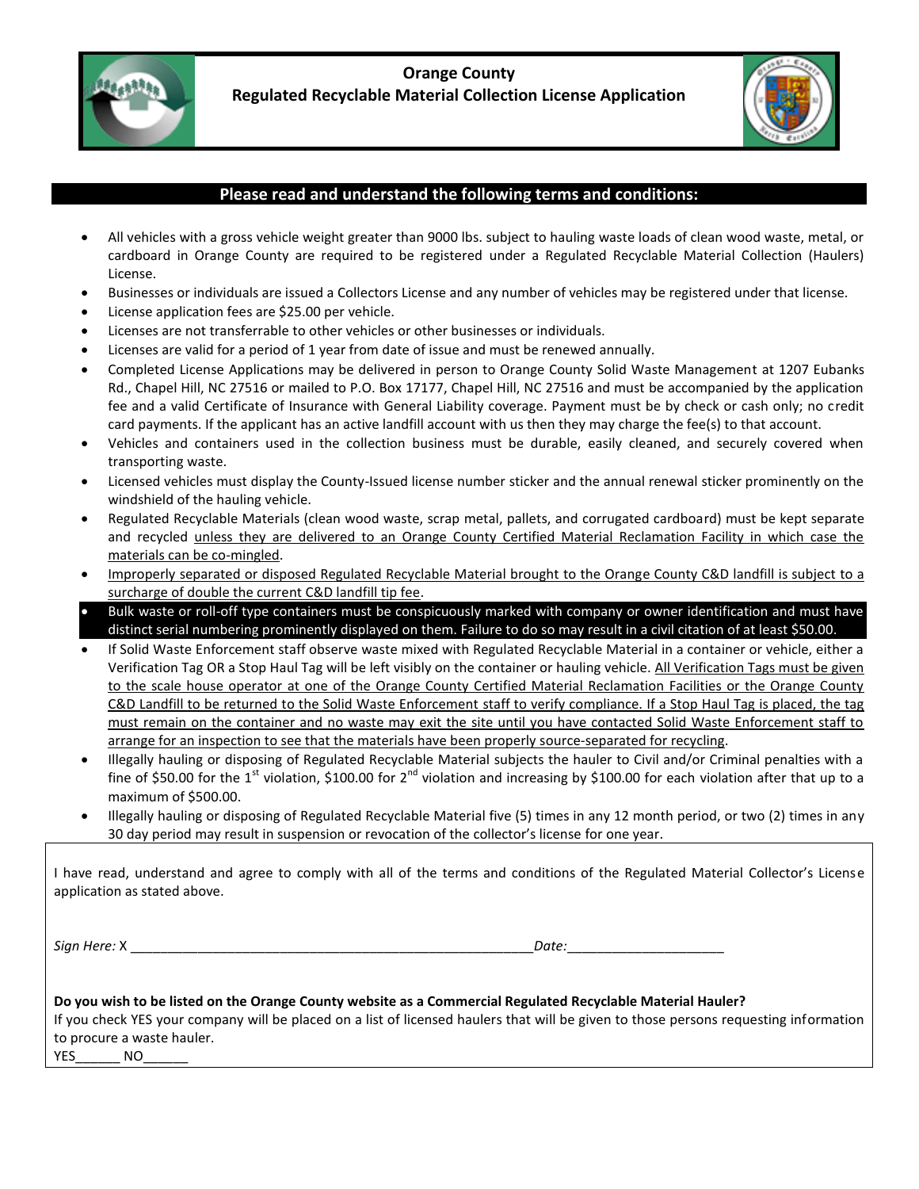# Orange County

## Regulated Recyclable Material Collection License Application

### Please read and understand the following terms and conditions:

- All vehicles with a gross vehicle weight greater than 9000 lbs. subject to hauling waste loads of clean wood waste, metal, or cardboard in Orange County are required to be registered under a Regulated Recyclable Material Collection (Haulers) License.
- Businesses or individuals are issued a Collectors License and any number of vehicles may be registered under that license.
- License application fees are $25.00 per vehicle.
- Licenses are not transferrable to other vehicles or other businesses or individuals.
- Licenses are valid for a period of 1 year from date of issue and must be renewed annually.
- Completed License Applications may be delivered in person to Orange County Solid Waste Management at 1207 Eubanks Rd., Chapel Hill, NC 27516 or mailed to P.O. Box 17177, Chapel Hill, NC 27516 and must be accompanied by the application fee and a valid Certificate of Insurance with General Liability coverage. Payment must be by check or cash only; no credit card payments. If the applicant has an active landfill account with us then they may charge the fee(s) to that account.
- Vehicles and containers used in the collection business must be durable, easily cleaned, and securely covered when transporting waste.
- Licensed vehicles must display the County-Issued license number sticker and the annual renewal sticker prominently on the windshield of the hauling vehicle.
- Regulated Recyclable Materials (clean wood waste, scrap metal, pallets, and corrugated cardboard) must be kept separate and recycled unless they are delivered to an Orange County Certified Material Reclamation Facility in which case the materials can be co-mingled.
- Improperly separated or disposed Regulated Recyclable Material brought to the Orange County C&D landfill is subject to a surcharge of double the current C&D landfill tip fee.
- **Bulk waste or roll-off type containers must be conspicuously marked with company or owner identification and must have distinct serial numbering prominently displayed on them. Failure to do so may result in a civil citation of at least $50.00.**
- If Solid Waste Enforcement staff observe waste mixed with Regulated Recyclable Material in a container or vehicle, either a Verification Tag OR a Stop Haul Tag will be left visibly on the container or hauling vehicle. All Verification Tags must be given to the scale house operator at one of the Orange County Certified Material Reclamation Facilities or the Orange County C&D Landfill to be returned to the Solid Waste Enforcement staff to verify compliance. If a Stop Haul Tag is placed, the tag must remain on the container and no waste may exit the site until you have contacted Solid Waste Enforcement staff to arrange for an inspection to see that the materials have been properly source-separated for recycling.
- Illegally hauling or disposing of Regulated Recyclable Material subjects the hauler to Civil and/or Criminal penalties with a fine of $50.00 for the 1st violation, $100.00 for 2nd violation and increasing by $100.00 for each violation after that up to a maximum of $500.00.
- Illegally hauling or disposing of Regulated Recyclable Material five (5) times in any 12 month period, or two (2) times in any 30 day period may result in suspension or revocation of the collector's license for one year.

I have read, understand and agree to comply with all of the terms and conditions of the Regulated Material Collector's License application as stated above.

*Sign Here:* X \_\_\_\_\_\_\_\_\_\_\_\_\_\_\_\_\_\_\_\_\_\_\_\_\_\_\_\_\_\_\_\_\_\_\_\_\_\_\_\_\_\_\_\_\_\_\_\_\_\_ *Date:*\_\_\_\_\_\_\_\_\_\_\_\_\_\_\_\_\_\_\_\_

**Do you wish to be listed on the Orange County website as a Commercial Regulated Recyclable Material Hauler?**
If you check YES your company will be placed on a list of licensed haulers that will be given to those persons requesting information to procure a waste hauler.
YES\_\_\_\_\_\_ NO\_\_\_\_\_\_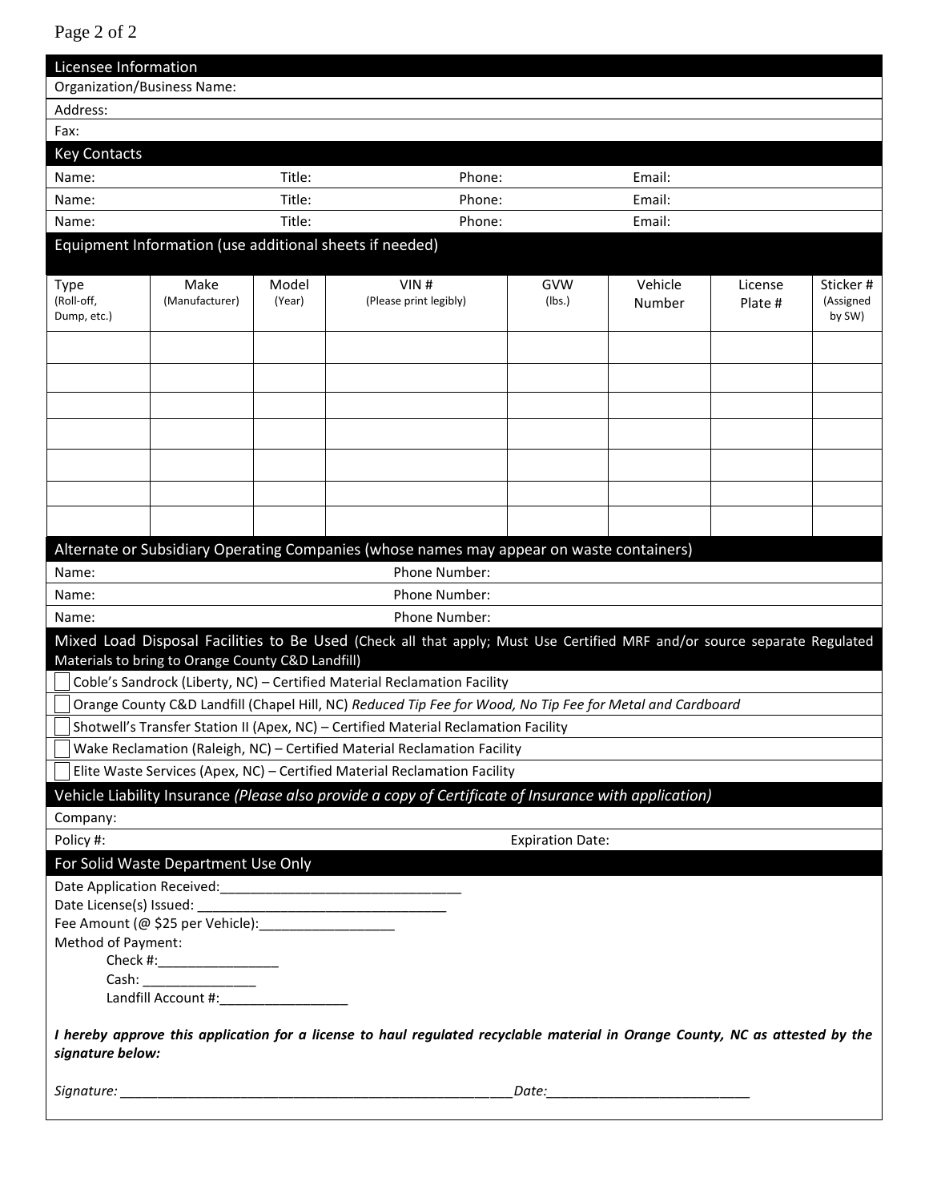## Licensee Information

Organization/Business Name:

Address:

Fax:

## Key Contacts

| Name: | Title: | Phone: | Email: |
|---|---|---|---|
| Name: | Title: | Phone: | Email: |
| Name: | Title: | Phone: | Email: |

## Equipment Information (use additional sheets if needed)

| Type (Roll-off, Dump, etc.) | Make (Manufacturer) | Model (Year) | VIN # (Please print legibly) | GVW (lbs.) | Vehicle Number | License Plate # | Sticker # (Assigned by SW) |
|---|---|---|---|---|---|---|---|
| | | | | | | | |
| | | | | | | | |
| | | | | | | | |
| | | | | | | | |
| | | | | | | | |
| | | | | | | | |
| | | | | | | | |

## Alternate or Subsidiary Operating Companies (whose names may appear on waste containers)

| Name: | Phone Number: |
|---|---|
| Name: | Phone Number: |
| Name: | Phone Number: |

## Mixed Load Disposal Facilities to Be Used (Check all that apply; Must Use Certified MRF and/or source separate Regulated Materials to bring to Orange County C&D Landfill)

- ☐ Coble's Sandrock (Liberty, NC) – Certified Material Reclamation Facility
- ☐ Orange County C&D Landfill (Chapel Hill, NC) *Reduced Tip Fee for Wood, No Tip Fee for Metal and Cardboard*
- ☐ Shotwell's Transfer Station II (Apex, NC) – Certified Material Reclamation Facility
- ☐ Wake Reclamation (Raleigh, NC) – Certified Material Reclamation Facility
- ☐ Elite Waste Services (Apex, NC) – Certified Material Reclamation Facility

## Vehicle Liability Insurance *(Please also provide a copy of Certificate of Insurance with application)*

Company:

Policy #: Expiration Date:

## For Solid Waste Department Use Only

Date Application Received:_______________________________

Date License(s) Issued: ________________________________

Fee Amount (@ $25 per Vehicle):_________________

Method of Payment:

Check #:________________

Cash: _______________

Landfill Account #:_________________

***I hereby approve this application for a license to haul regulated recyclable material in Orange County, NC as attested by the signature below:***

*Signature:* ______________________________________________________ *Date:*___________________________